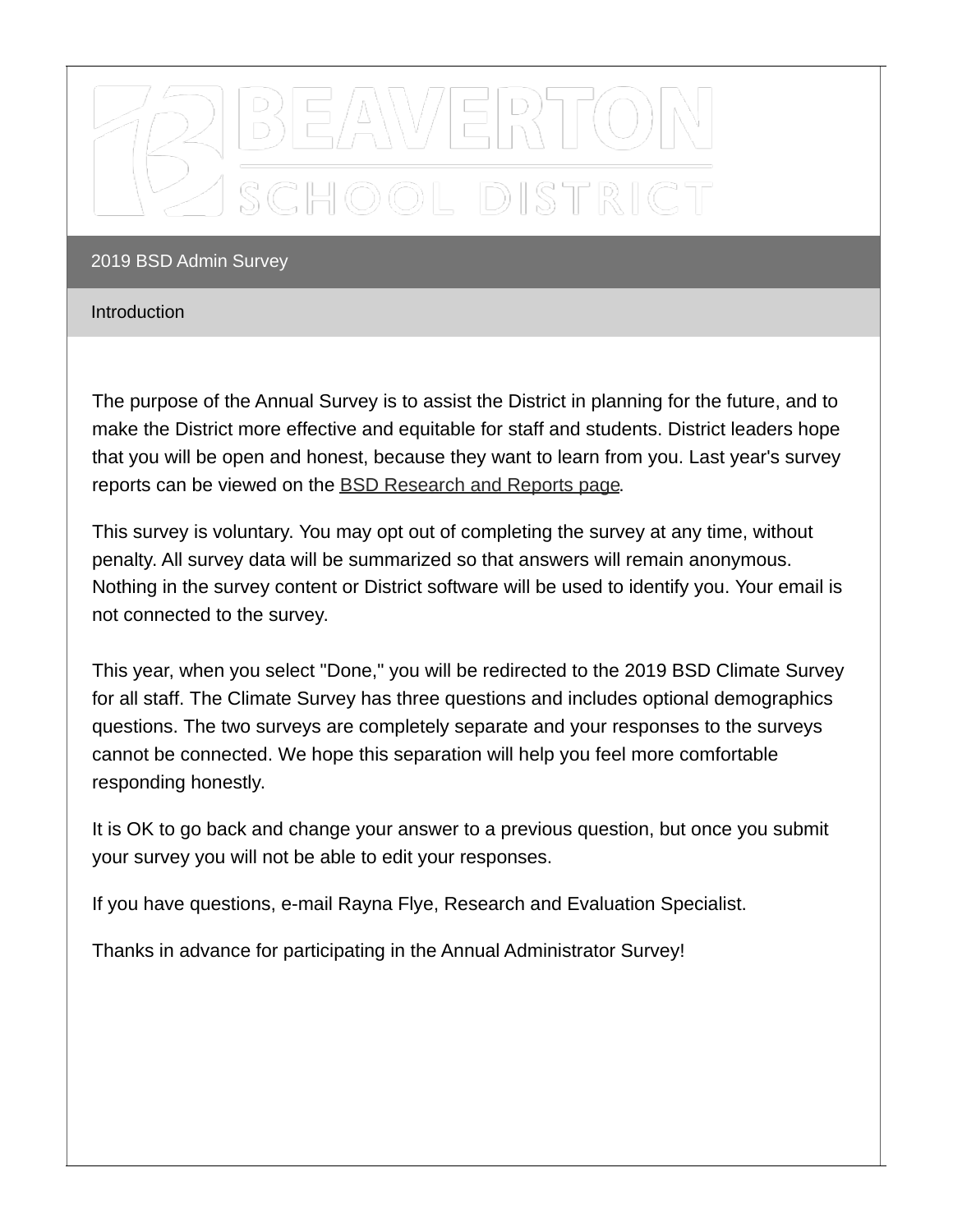# BEAVERTON SCHOOL DISTRICT

## 2019 BSD Admin Survey

### Introduction

The purpose of the Annual Survey is to assist the District in planning for the future, and to make the District more effective and equitable for staff and students. District leaders hope that you will be open and honest, because they want to learn from you. Last year's survey reports can be viewed on the BSD Research and Reports page.

This survey is voluntary. You may opt out of completing the survey at any time, without penalty. All survey data will be summarized so that answers will remain anonymous. Nothing in the survey content or District software will be used to identify you. Your email is not connected to the survey.

This year, when you select "Done," you will be redirected to the 2019 BSD Climate Survey for all staff. The Climate Survey has three questions and includes optional demographics questions. The two surveys are completely separate and your responses to the surveys cannot be connected. We hope this separation will help you feel more comfortable responding honestly.

It is OK to go back and change your answer to a previous question, but once you submit your survey you will not be able to edit your responses.

If you have questions, e-mail Rayna Flye, Research and Evaluation Specialist.

Thanks in advance for participating in the Annual Administrator Survey!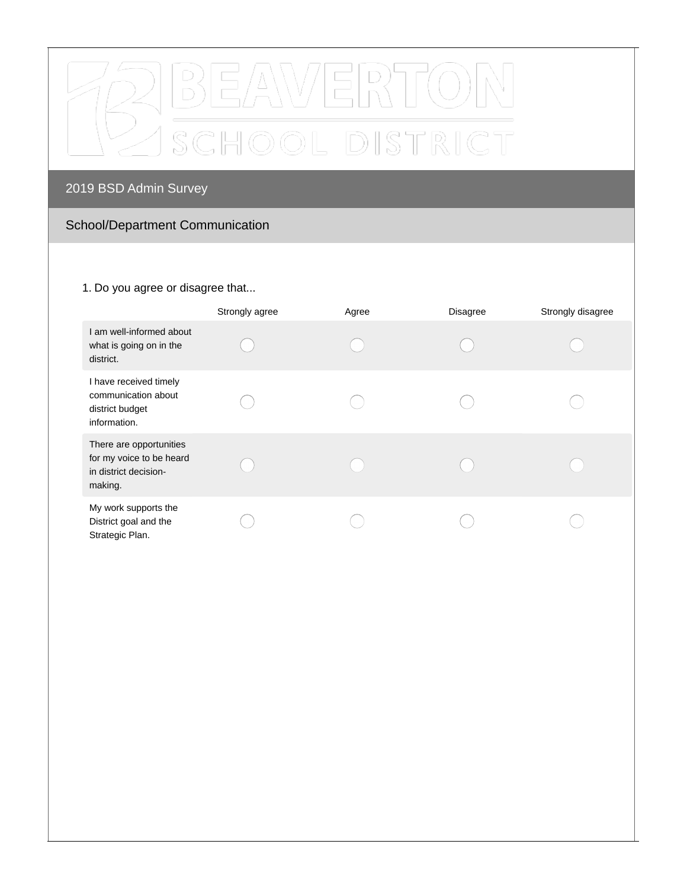# 2019 BSD Admin Survey

## School/Department Communication

1. Do you agree or disagree that...

| | Strongly agree | Agree | Disagree | Strongly disagree |
|---|---|---|---|---|
| I am well-informed about what is going on in the district. | ◯ | ◯ | ◯ | ◯ |
| I have received timely communication about district budget information. | ◯ | ◯ | ◯ | ◯ |
| There are opportunities for my voice to be heard in district decision-making. | ◯ | ◯ | ◯ | ◯ |
| My work supports the District goal and the Strategic Plan. | ◯ | ◯ | ◯ | ◯ |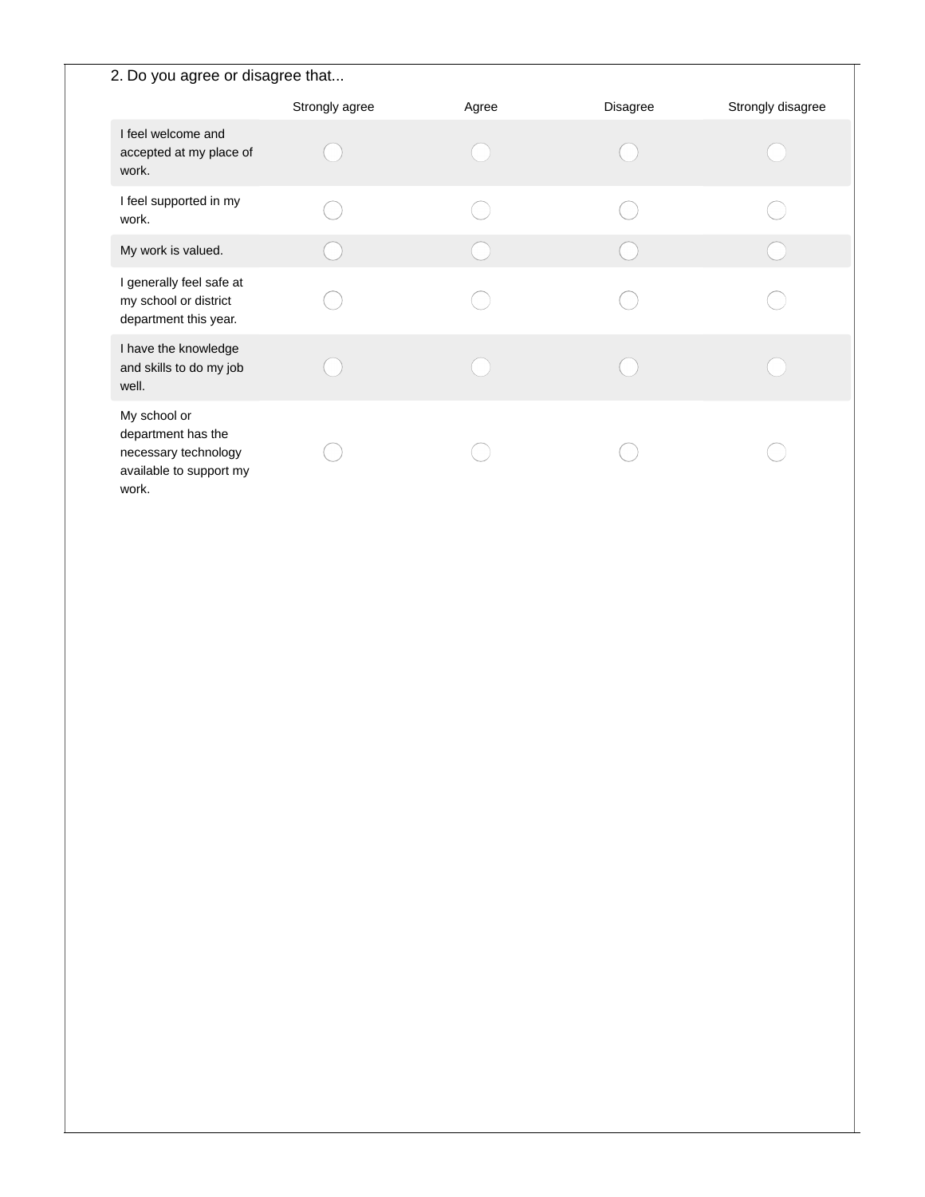2. Do you agree or disagree that...

| | Strongly agree | Agree | Disagree | Strongly disagree |
|---|---|---|---|---|
| I feel welcome and accepted at my place of work. | ◯ | ◯ | ◯ | ◯ |
| I feel supported in my work. | ◯ | ◯ | ◯ | ◯ |
| My work is valued. | ◯ | ◯ | ◯ | ◯ |
| I generally feel safe at my school or district department this year. | ◯ | ◯ | ◯ | ◯ |
| I have the knowledge and skills to do my job well. | ◯ | ◯ | ◯ | ◯ |
| My school or department has the necessary technology available to support my work. | ◯ | ◯ | ◯ | ◯ |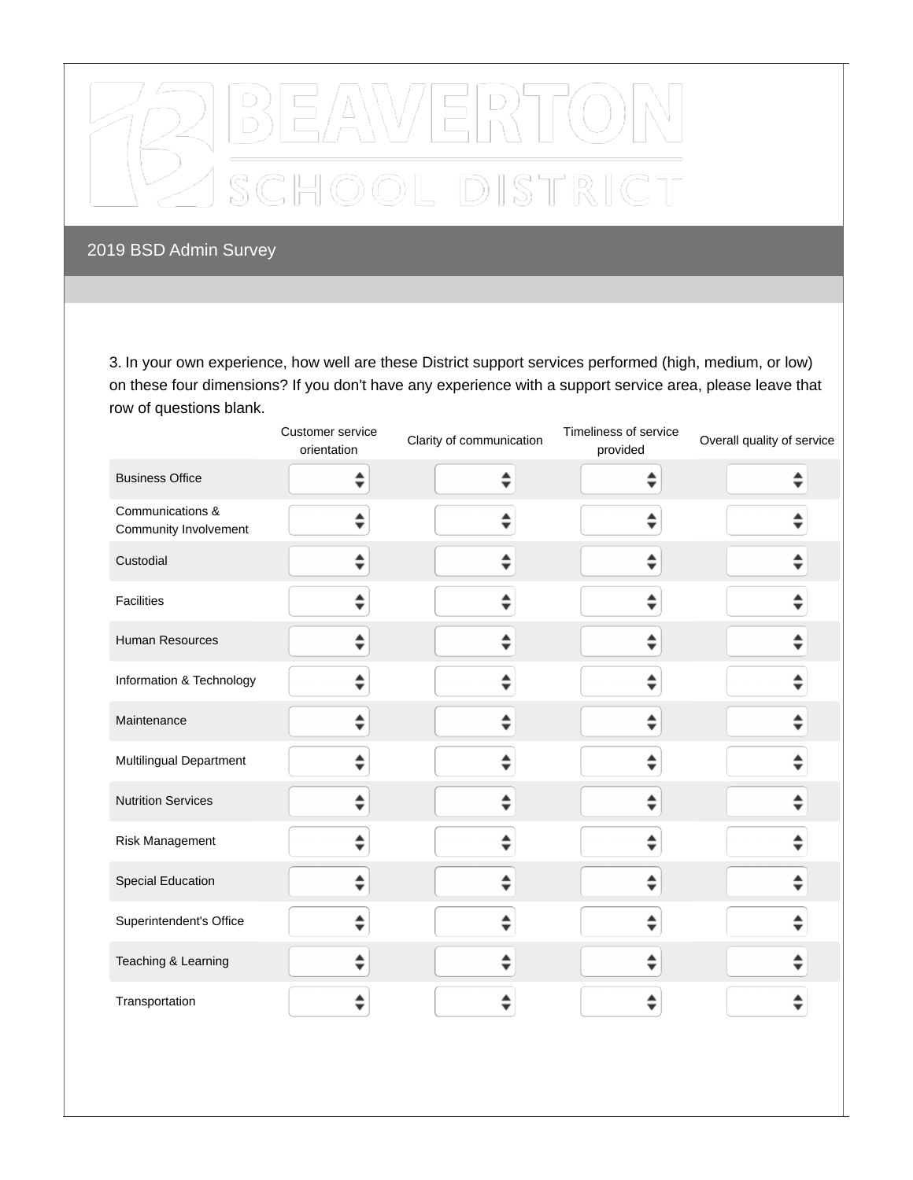BEAVERTON SCHOOL DISTRICT

## 2019 BSD Admin Survey

3. In your own experience, how well are these District support services performed (high, medium, or low) on these four dimensions? If you don't have any experience with a support service area, please leave that row of questions blank.

| | Customer service orientation | Clarity of communication | Timeliness of service provided | Overall quality of service |
|---|---|---|---|---|
| Business Office | | | | |
| Communications & Community Involvement | | | | |
| Custodial | | | | |
| Facilities | | | | |
| Human Resources | | | | |
| Information & Technology | | | | |
| Maintenance | | | | |
| Multilingual Department | | | | |
| Nutrition Services | | | | |
| Risk Management | | | | |
| Special Education | | | | |
| Superintendent's Office | | | | |
| Teaching & Learning | | | | |
| Transportation | | | | |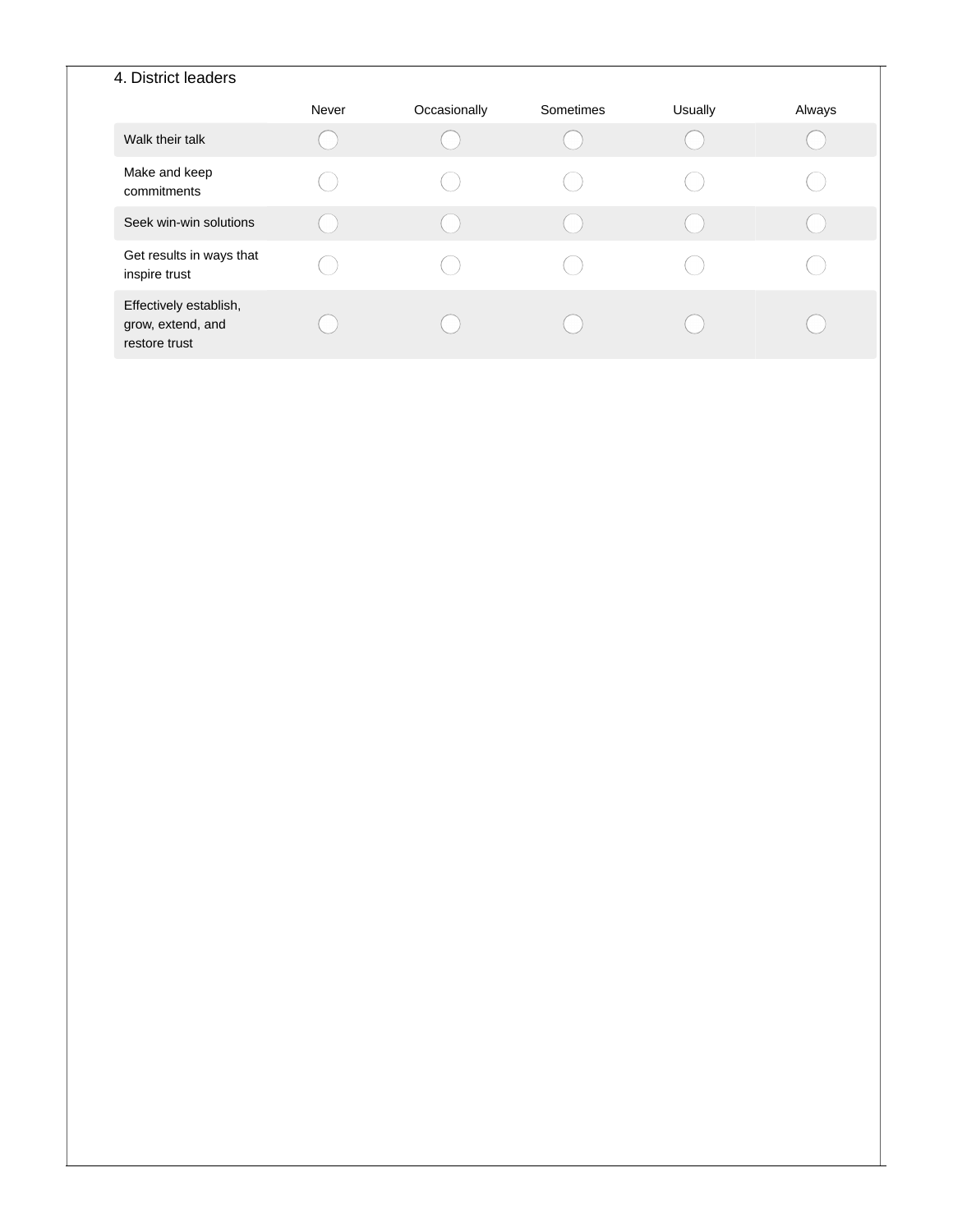4. District leaders

| | Never | Occasionally | Sometimes | Usually | Always |
|---|---|---|---|---|---|
| Walk their talk | ○ | ○ | ○ | ○ | ○ |
| Make and keep commitments | ○ | ○ | ○ | ○ | ○ |
| Seek win-win solutions | ○ | ○ | ○ | ○ | ○ |
| Get results in ways that inspire trust | ○ | ○ | ○ | ○ | ○ |
| Effectively establish, grow, extend, and restore trust | ○ | ○ | ○ | ○ | ○ |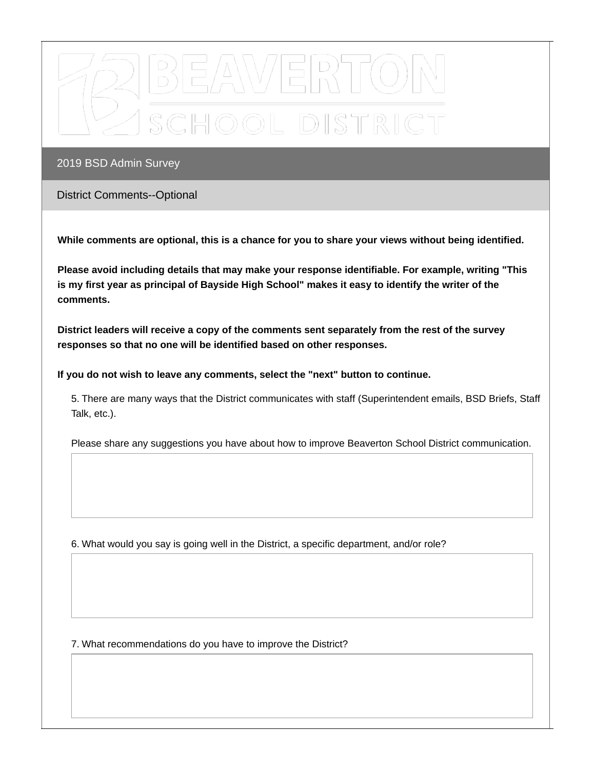## 2019 BSD Admin Survey

### District Comments--Optional

**While comments are optional, this is a chance for you to share your views without being identified.**

**Please avoid including details that may make your response identifiable. For example, writing "This is my first year as principal of Bayside High School" makes it easy to identify the writer of the comments.**

**District leaders will receive a copy of the comments sent separately from the rest of the survey responses so that no one will be identified based on other responses.**

**If you do not wish to leave any comments, select the "next" button to continue.**

5. There are many ways that the District communicates with staff (Superintendent emails, BSD Briefs, Staff Talk, etc.).

Please share any suggestions you have about how to improve Beaverton School District communication.

6. What would you say is going well in the District, a specific department, and/or role?

7. What recommendations do you have to improve the District?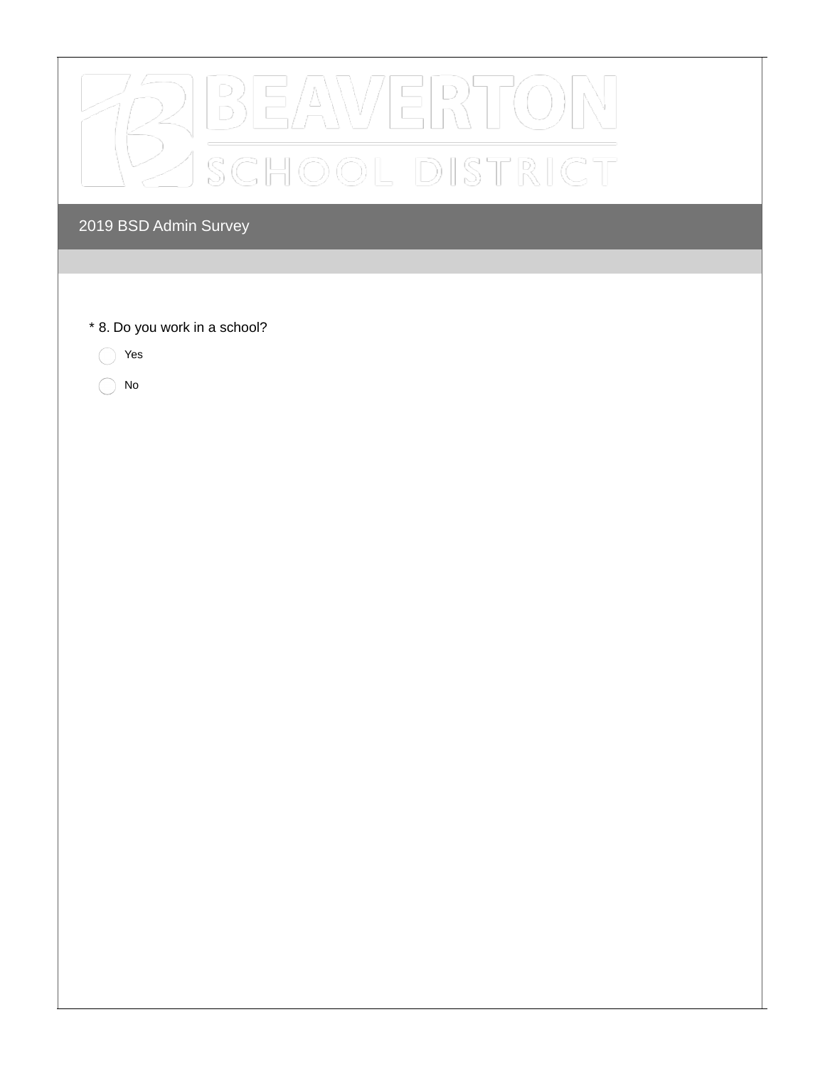BEAVERTON SCHOOL DISTRICT

## 2019 BSD Admin Survey

\* 8. Do you work in a school?

- ◯ Yes
- ◯ No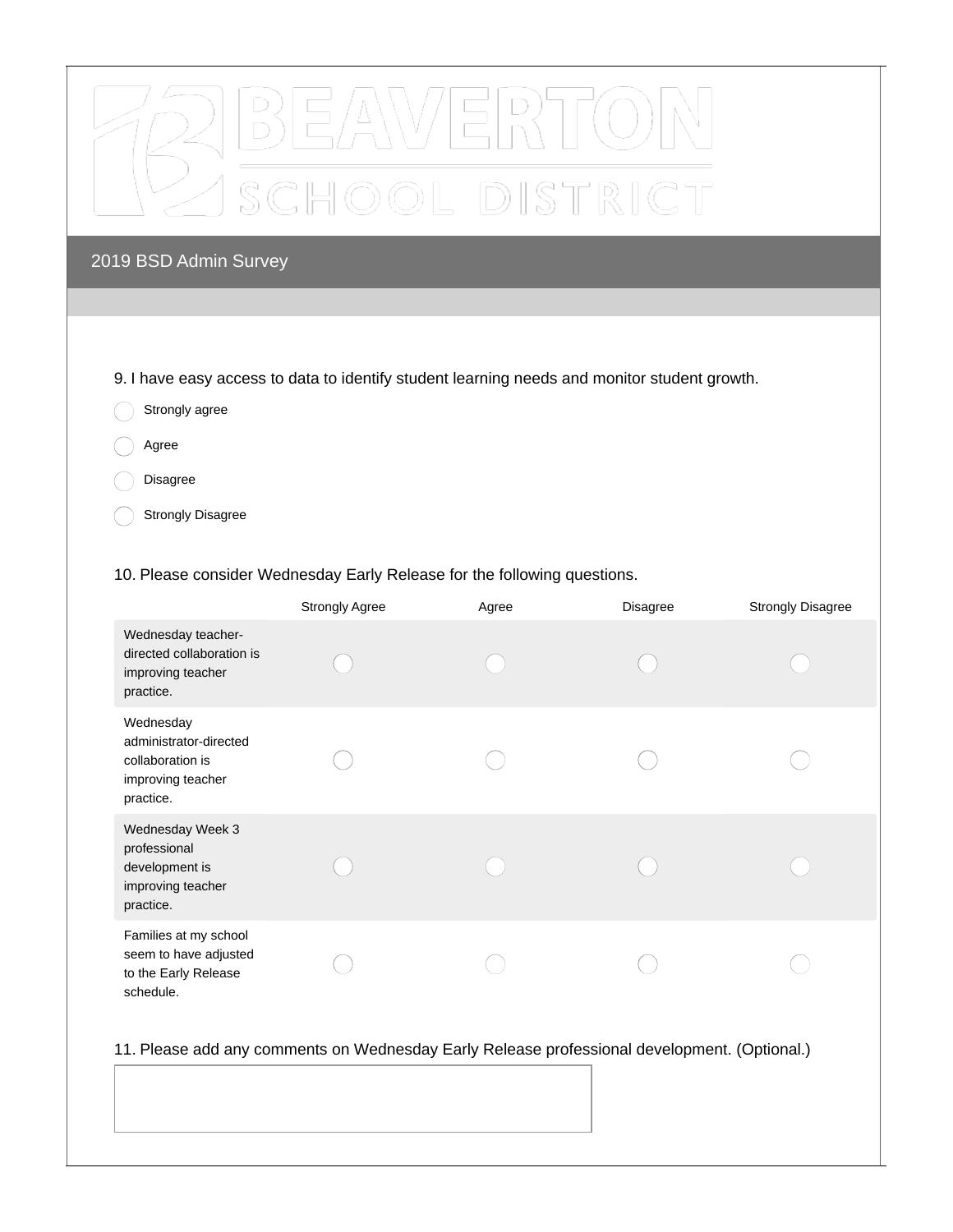# BEAVERTON SCHOOL DISTRICT

## 2019 BSD Admin Survey

9. I have easy access to data to identify student learning needs and monitor student growth.

- Strongly agree
- Agree
- Disagree
- Strongly Disagree

10. Please consider Wednesday Early Release for the following questions.

| | Strongly Agree | Agree | Disagree | Strongly Disagree |
|---|---|---|---|---|
| Wednesday teacher-directed collaboration is improving teacher practice. | ○ | ○ | ○ | ○ |
| Wednesday administrator-directed collaboration is improving teacher practice. | ○ | ○ | ○ | ○ |
| Wednesday Week 3 professional development is improving teacher practice. | ○ | ○ | ○ | ○ |
| Families at my school seem to have adjusted to the Early Release schedule. | ○ | ○ | ○ | ○ |

11. Please add any comments on Wednesday Early Release professional development. (Optional.)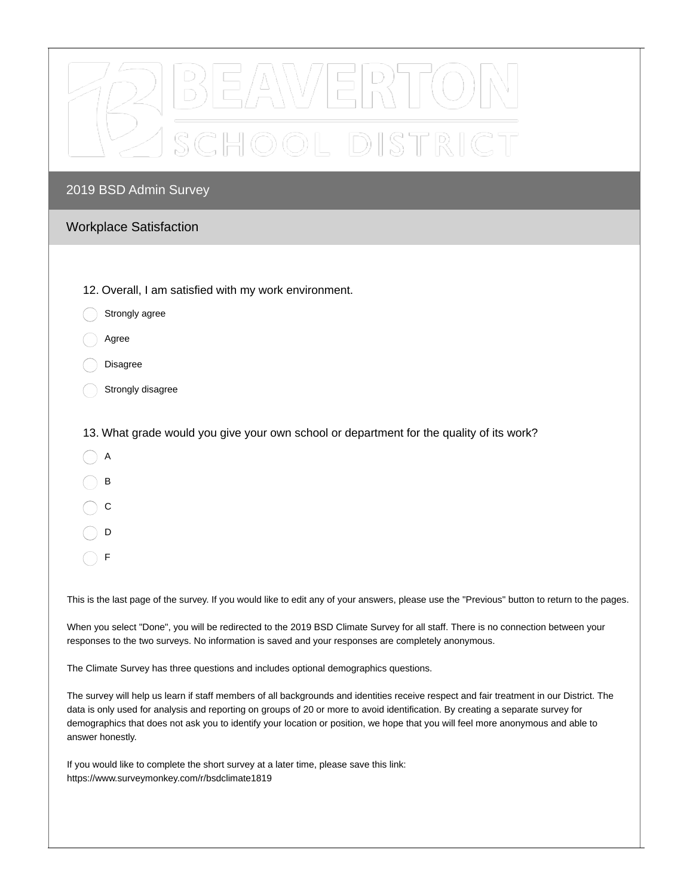BEAVERTON SCHOOL DISTRICT

## 2019 BSD Admin Survey

### Workplace Satisfaction

12. Overall, I am satisfied with my work environment.

- Strongly agree
- Agree
- Disagree
- Strongly disagree

13. What grade would you give your own school or department for the quality of its work?

- A
- B
- C
- D
- F

This is the last page of the survey. If you would like to edit any of your answers, please use the "Previous" button to return to the pages.

When you select "Done", you will be redirected to the 2019 BSD Climate Survey for all staff. There is no connection between your responses to the two surveys. No information is saved and your responses are completely anonymous.

The Climate Survey has three questions and includes optional demographics questions.

The survey will help us learn if staff members of all backgrounds and identities receive respect and fair treatment in our District. The data is only used for analysis and reporting on groups of 20 or more to avoid identification. By creating a separate survey for demographics that does not ask you to identify your location or position, we hope that you will feel more anonymous and able to answer honestly.

If you would like to complete the short survey at a later time, please save this link:
https://www.surveymonkey.com/r/bsdclimate1819